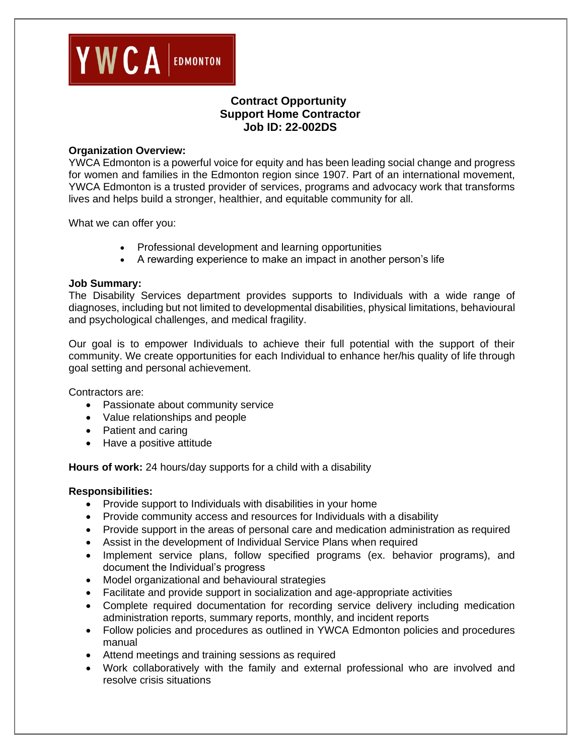YWCA EDMONTON

# Contract Opportunity
## Support Home Contractor
## Job ID: 22-002DS

**Organization Overview:**
YWCA Edmonton is a powerful voice for equity and has been leading social change and progress for women and families in the Edmonton region since 1907. Part of an international movement, YWCA Edmonton is a trusted provider of services, programs and advocacy work that transforms lives and helps build a stronger, healthier, and equitable community for all.

What we can offer you:

- Professional development and learning opportunities
- A rewarding experience to make an impact in another person's life

**Job Summary:**
The Disability Services department provides supports to Individuals with a wide range of diagnoses, including but not limited to developmental disabilities, physical limitations, behavioural and psychological challenges, and medical fragility.

Our goal is to empower Individuals to achieve their full potential with the support of their community. We create opportunities for each Individual to enhance her/his quality of life through goal setting and personal achievement.

Contractors are:

- Passionate about community service
- Value relationships and people
- Patient and caring
- Have a positive attitude

**Hours of work:** 24 hours/day supports for a child with a disability

**Responsibilities:**

- Provide support to Individuals with disabilities in your home
- Provide community access and resources for Individuals with a disability
- Provide support in the areas of personal care and medication administration as required
- Assist in the development of Individual Service Plans when required
- Implement service plans, follow specified programs (ex. behavior programs), and document the Individual's progress
- Model organizational and behavioural strategies
- Facilitate and provide support in socialization and age-appropriate activities
- Complete required documentation for recording service delivery including medication administration reports, summary reports, monthly, and incident reports
- Follow policies and procedures as outlined in YWCA Edmonton policies and procedures manual
- Attend meetings and training sessions as required
- Work collaboratively with the family and external professional who are involved and resolve crisis situations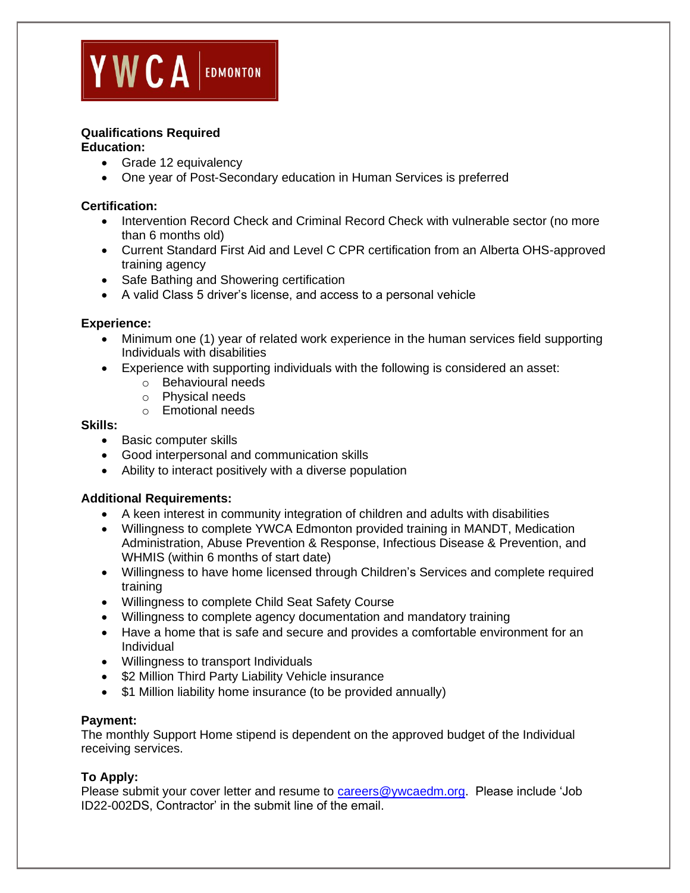YWCA EDMONTON

**Qualifications Required**
**Education:**

- Grade 12 equivalency
- One year of Post-Secondary education in Human Services is preferred

**Certification:**

- Intervention Record Check and Criminal Record Check with vulnerable sector (no more than 6 months old)
- Current Standard First Aid and Level C CPR certification from an Alberta OHS-approved training agency
- Safe Bathing and Showering certification
- A valid Class 5 driver's license, and access to a personal vehicle

**Experience:**

- Minimum one (1) year of related work experience in the human services field supporting Individuals with disabilities
- Experience with supporting individuals with the following is considered an asset:
  - Behavioural needs
  - Physical needs
  - Emotional needs

**Skills:**

- Basic computer skills
- Good interpersonal and communication skills
- Ability to interact positively with a diverse population

**Additional Requirements:**

- A keen interest in community integration of children and adults with disabilities
- Willingness to complete YWCA Edmonton provided training in MANDT, Medication Administration, Abuse Prevention & Response, Infectious Disease & Prevention, and WHMIS (within 6 months of start date)
- Willingness to have home licensed through Children's Services and complete required training
- Willingness to complete Child Seat Safety Course
- Willingness to complete agency documentation and mandatory training
- Have a home that is safe and secure and provides a comfortable environment for an Individual
- Willingness to transport Individuals
- $2 Million Third Party Liability Vehicle insurance
- $1 Million liability home insurance (to be provided annually)

**Payment:**
The monthly Support Home stipend is dependent on the approved budget of the Individual receiving services.

**To Apply:**
Please submit your cover letter and resume to careers@ywcaedm.org. Please include 'Job ID22-002DS, Contractor' in the submit line of the email.